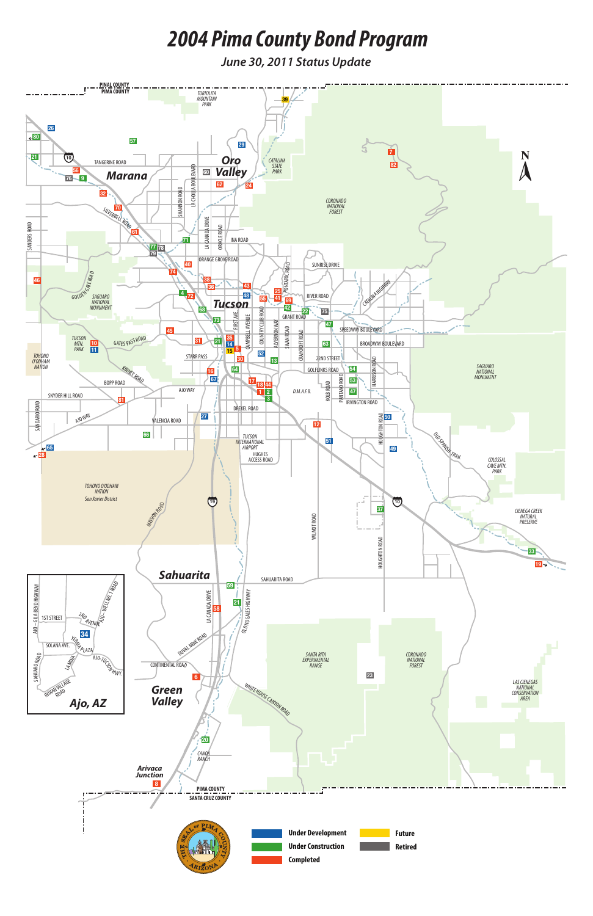# 2004 Pima County Bond Program

*June 30, 2011 Status Update*

- Under Development
- Under Construction
- Completed
- Future
- Retired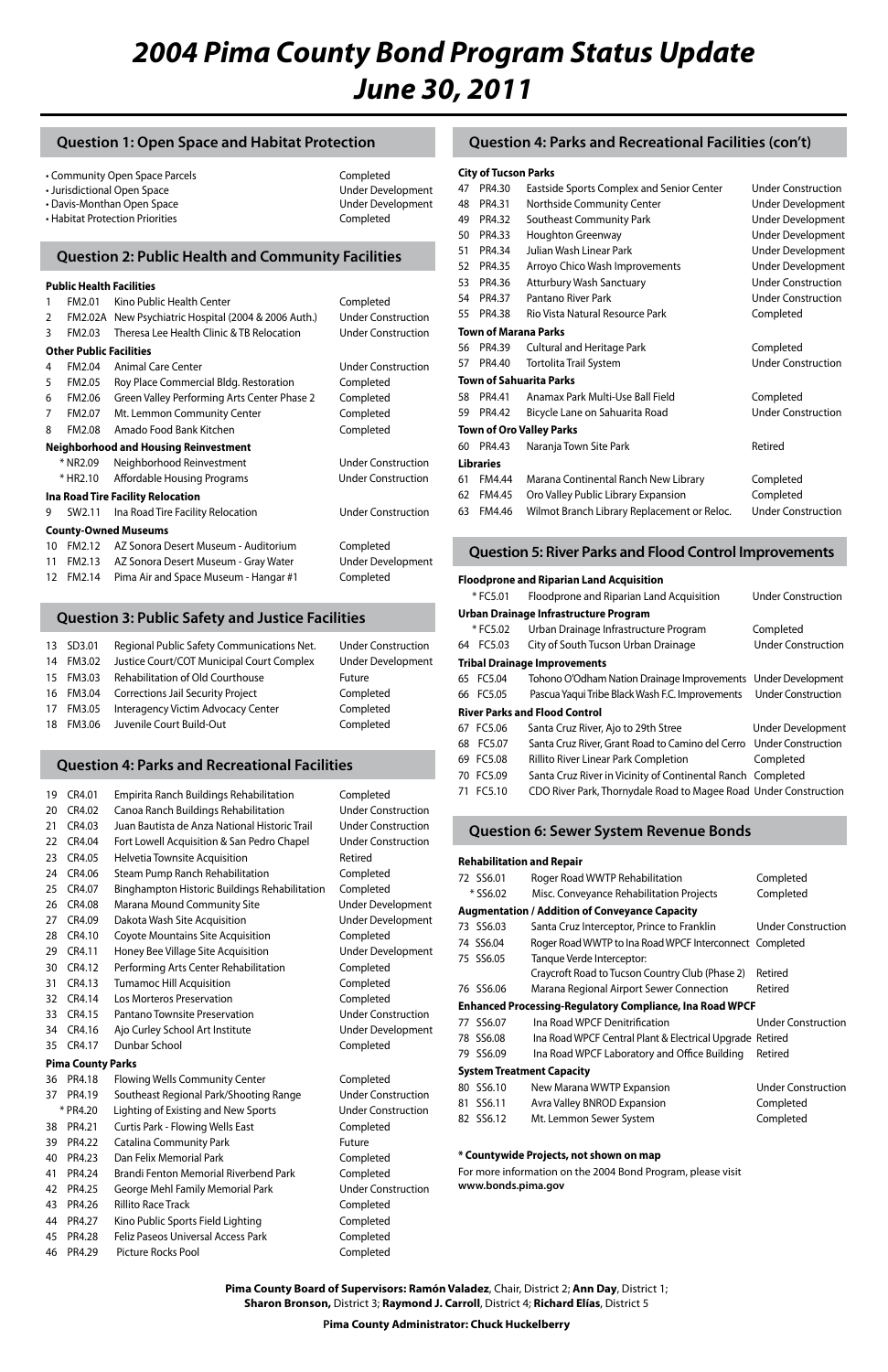# 2004 Pima County Bond Program Status Update
# June 30, 2011

## Question 1: Open Space and Habitat Protection

| | |
|---|---|
| • Community Open Space Parcels | Completed |
| • Jurisdictional Open Space | Under Development |
| • Davis-Monthan Open Space | Under Development |
| • Habitat Protection Priorities | Completed |

## Question 2: Public Health and Community Facilities

| | | | |
|---|---|---|---|
| **Public Health Facilities** | | | |
| 1 | FM2.01 | Kino Public Health Center | Completed |
| 2 | FM2.02A | New Psychiatric Hospital (2004 & 2006 Auth.) | Under Construction |
| 3 | FM2.03 | Theresa Lee Health Clinic & TB Relocation | Under Construction |
| **Other Public Facilities** | | | |
| 4 | FM2.04 | Animal Care Center | Under Construction |
| 5 | FM2.05 | Roy Place Commercial Bldg. Restoration | Completed |
| 6 | FM2.06 | Green Valley Performing Arts Center Phase 2 | Completed |
| 7 | FM2.07 | Mt. Lemmon Community Center | Completed |
| 8 | FM2.08 | Amado Food Bank Kitchen | Completed |
| **Neighborhood and Housing Reinvestment** | | | |
| | * NR2.09 | Neighborhood Reinvestment | Under Construction |
| | * HR2.10 | Affordable Housing Programs | Under Construction |
| **Ina Road Tire Facility Relocation** | | | |
| 9 | SW2.11 | Ina Road Tire Facility Relocation | Under Construction |
| **County-Owned Museums** | | | |
| 10 | FM2.12 | AZ Sonora Desert Museum - Auditorium | Completed |
| 11 | FM2.13 | AZ Sonora Desert Museum - Gray Water | Under Development |
| 12 | FM2.14 | Pima Air and Space Museum - Hangar #1 | Completed |

## Question 3: Public Safety and Justice Facilities

| | | | |
|---|---|---|---|
| 13 | SD3.01 | Regional Public Safety Communications Net. | Under Construction |
| 14 | FM3.02 | Justice Court/COT Municipal Court Complex | Under Development |
| 15 | FM3.03 | Rehabilitation of Old Courthouse | Future |
| 16 | FM3.04 | Corrections Jail Security Project | Completed |
| 17 | FM3.05 | Interagency Victim Advocacy Center | Completed |
| 18 | FM3.06 | Juvenile Court Build-Out | Completed |

## Question 4: Parks and Recreational Facilities

| | | | |
|---|---|---|---|
| 19 | CR4.01 | Empirita Ranch Buildings Rehabilitation | Completed |
| 20 | CR4.02 | Canoa Ranch Buildings Rehabilitation | Under Construction |
| 21 | CR4.03 | Juan Bautista de Anza National Historic Trail | Under Construction |
| 22 | CR4.04 | Fort Lowell Acquisition & San Pedro Chapel | Under Construction |
| 23 | CR4.05 | Helvetia Townsite Acquisition | Retired |
| 24 | CR4.06 | Steam Pump Ranch Rehabilitation | Completed |
| 25 | CR4.07 | Binghampton Historic Buildings Rehabilitation | Completed |
| 26 | CR4.08 | Marana Mound Community Site | Under Development |
| 27 | CR4.09 | Dakota Wash Site Acquisition | Under Development |
| 28 | CR4.10 | Coyote Mountains Site Acquisition | Completed |
| 29 | CR4.11 | Honey Bee Village Site Acquisition | Under Development |
| 30 | CR4.12 | Performing Arts Center Rehabilitation | Completed |
| 31 | CR4.13 | Tumamoc Hill Acquisition | Completed |
| 32 | CR4.14 | Los Morteros Preservation | Completed |
| 33 | CR4.15 | Pantano Townsite Preservation | Under Construction |
| 34 | CR4.16 | Ajo Curley School Art Institute | Under Development |
| 35 | CR4.17 | Dunbar School | Completed |
| **Pima County Parks** | | | |
| 36 | PR4.18 | Flowing Wells Community Center | Completed |
| 37 | PR4.19 | Southeast Regional Park/Shooting Range | Under Construction |
| | * PR4.20 | Lighting of Existing and New Sports | Under Construction |
| 38 | PR4.21 | Curtis Park - Flowing Wells East | Completed |
| 39 | PR4.22 | Catalina Community Park | Future |
| 40 | PR4.23 | Dan Felix Memorial Park | Completed |
| 41 | PR4.24 | Brandi Fenton Memorial Riverbend Park | Completed |
| 42 | PR4.25 | George Mehl Family Memorial Park | Under Construction |
| 43 | PR4.26 | Rillito Race Track | Completed |
| 44 | PR4.27 | Kino Public Sports Field Lighting | Completed |
| 45 | PR4.28 | Feliz Paseos Universal Access Park | Completed |
| 46 | PR4.29 | Picture Rocks Pool | Completed |

## Question 4: Parks and Recreational Facilities (con't)

| | | | |
|---|---|---|---|
| **City of Tucson Parks** | | | |
| 47 | PR4.30 | Eastside Sports Complex and Senior Center | Under Construction |
| 48 | PR4.31 | Northside Community Center | Under Development |
| 49 | PR4.32 | Southeast Community Park | Under Development |
| 50 | PR4.33 | Houghton Greenway | Under Development |
| 51 | PR4.34 | Julian Wash Linear Park | Under Development |
| 52 | PR4.35 | Arroyo Chico Wash Improvements | Under Development |
| 53 | PR4.36 | Atturbury Wash Sanctuary | Under Construction |
| 54 | PR4.37 | Pantano River Park | Under Construction |
| 55 | PR4.38 | Rio Vista Natural Resource Park | Completed |
| **Town of Marana Parks** | | | |
| 56 | PR4.39 | Cultural and Heritage Park | Completed |
| 57 | PR4.40 | Tortolita Trail System | Under Construction |
| **Town of Sahuarita Parks** | | | |
| 58 | PR4.41 | Anamax Park Multi-Use Ball Field | Completed |
| 59 | PR4.42 | Bicycle Lane on Sahuarita Road | Under Construction |
| **Town of Oro Valley Parks** | | | |
| 60 | PR4.43 | Naranja Town Site Park | Retired |
| **Libraries** | | | |
| 61 | FM4.44 | Marana Continental Ranch New Library | Completed |
| 62 | FM4.45 | Oro Valley Public Library Expansion | Completed |
| 63 | FM4.46 | Wilmot Branch Library Replacement or Reloc. | Under Construction |

## Question 5: River Parks and Flood Control Improvements

| | | | |
|---|---|---|---|
| **Floodprone and Riparian Land Acquisition** | | | |
| | * FC5.01 | Floodprone and Riparian Land Acquisition | Under Construction |
| **Urban Drainage Infrastructure Program** | | | |
| | * FC5.02 | Urban Drainage Infrastructure Program | Completed |
| 64 | FC5.03 | City of South Tucson Urban Drainage | Under Construction |
| **Tribal Drainage Improvements** | | | |
| 65 | FC5.04 | Tohono O'Odham Nation Drainage Improvements | Under Development |
| 66 | FC5.05 | Pascua Yaqui Tribe Black Wash F.C. Improvements | Under Construction |
| **River Parks and Flood Control** | | | |
| 67 | FC5.06 | Santa Cruz River, Ajo to 29th Stree | Under Development |
| 68 | FC5.07 | Santa Cruz River, Grant Road to Camino del Cerro | Under Construction |
| 69 | FC5.08 | Rillito River Linear Park Completion | Completed |
| 70 | FC5.09 | Santa Cruz River in Vicinity of Continental Ranch | Completed |
| 71 | FC5.10 | CDO River Park, Thornydale Road to Magee Road | Under Construction |

## Question 6: Sewer System Revenue Bonds

| | | | |
|---|---|---|---|
| **Rehabilitation and Repair** | | | |
| 72 | SS6.01 | Roger Road WWTP Rehabilitation | Completed |
| | * SS6.02 | Misc. Conveyance Rehabilitation Projects | Completed |
| **Augmentation / Addition of Conveyance Capacity** | | | |
| 73 | SS6.03 | Santa Cruz Interceptor, Prince to Franklin | Under Construction |
| 74 | SS6.04 | Roger Road WWTP to Ina Road WPCF Interconnect | Completed |
| 75 | SS6.05 | Tanque Verde Interceptor: Craycroft Road to Tucson Country Club (Phase 2) | Retired |
| 76 | SS6.06 | Marana Regional Airport Sewer Connection | Retired |
| **Enhanced Processing-Regulatory Compliance, Ina Road WPCF** | | | |
| 77 | SS6.07 | Ina Road WPCF Denitrification | Under Construction |
| 78 | SS6.08 | Ina Road WPCF Central Plant & Electrical Upgrade | Retired |
| 79 | SS6.09 | Ina Road WPCF Laboratory and Office Building | Retired |
| **System Treatment Capacity** | | | |
| 80 | SS6.10 | New Marana WWTP Expansion | Under Construction |
| 81 | SS6.11 | Avra Valley BNROD Expansion | Completed |
| 82 | SS6.12 | Mt. Lemmon Sewer System | Completed |

**\* Countywide Projects, not shown on map**

For more information on the 2004 Bond Program, please visit **www.bonds.pima.gov**

**Pima County Board of Supervisors: Ramón Valadez**, Chair, District 2; **Ann Day**, District 1; **Sharon Bronson,** District 3; **Raymond J. Carroll**, District 4; **Richard Elías**, District 5

**Pima County Administrator: Chuck Huckelberry**